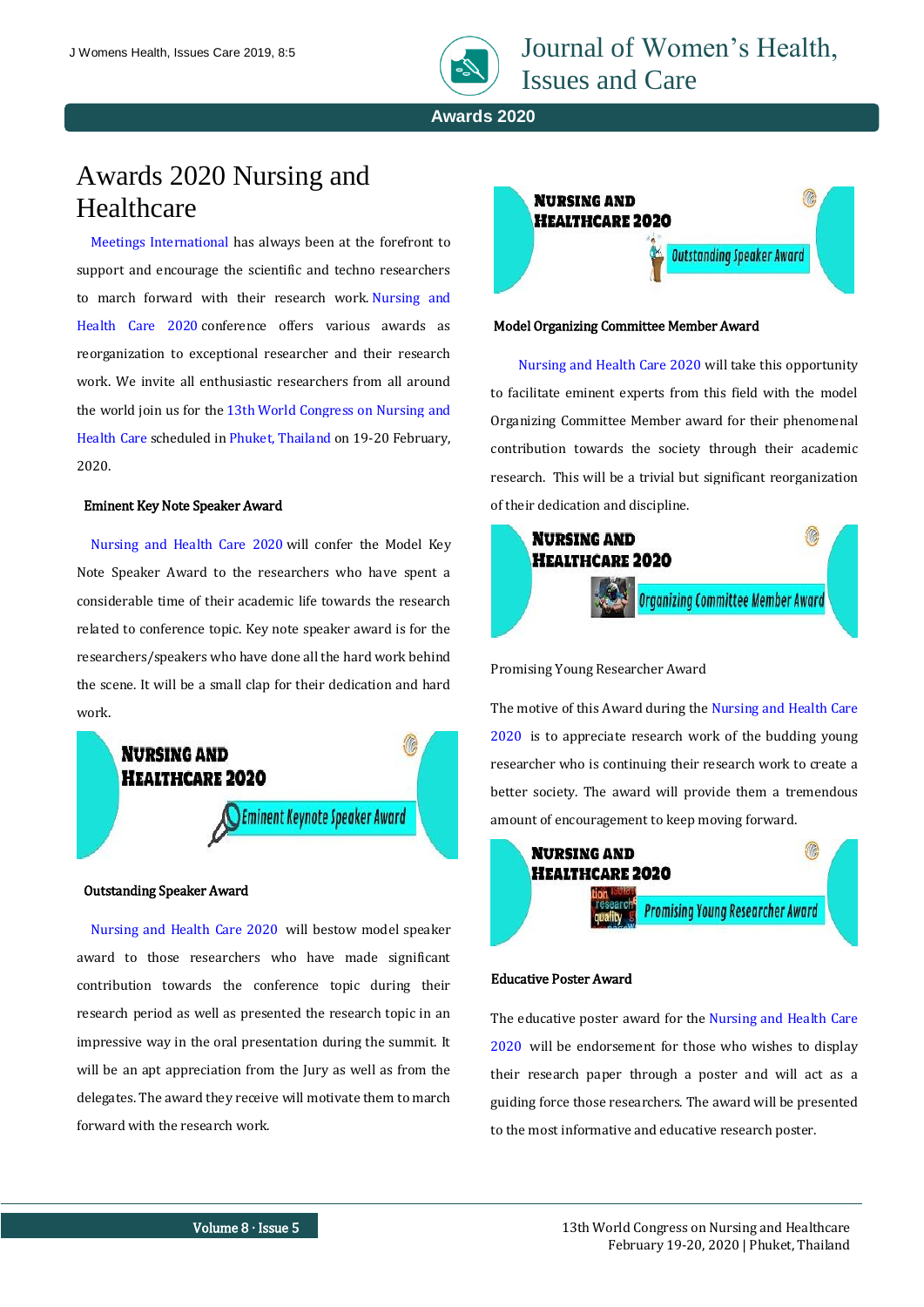# Awards 2020 Nursing and Healthcare

Meetings International has always been at the forefront to support and encourage the scientific and techno researchers to march forward with their research work. Nursing and Health Care 2020 conference offers various awards as reorganization to exceptional researcher and their research work. We invite all enthusiastic researchers from all around the world join us for the 13th World Congress on Nursing and Health Care scheduled in Phuket, Thailand on 19-20 February, 2020.

## Eminent Key Note Speaker Award

Nursing and Health Care 2020 will confer the Model Key Note Speaker Award to the researchers who have spent a considerable time of their academic life towards the research related to conference topic. Key note speaker award is for the researchers/speakers who have done all the hard work behind the scene. It will be a small clap for their dedication and hard work.

## Outstanding Speaker Award

Nursing and Health Care 2020 will bestow model speaker award to those researchers who have made significant contribution towards the conference topic during their research period as well as presented the research topic in an impressive way in the oral presentation during the summit. It will be an apt appreciation from the Jury as well as from the delegates. The award they receive will motivate them to march forward with the research work.

## Model Organizing Committee Member Award

Nursing and Health Care 2020 will take this opportunity to facilitate eminent experts from this field with the model Organizing Committee Member award for their phenomenal contribution towards the society through their academic research. This will be a trivial but significant reorganization of their dedication and discipline.

## Promising Young Researcher Award

The motive of this Award during the Nursing and Health Care 2020 is to appreciate research work of the budding young researcher who is continuing their research work to create a better society. The award will provide them a tremendous amount of encouragement to keep moving forward.

## Educative Poster Award

The educative poster award for the Nursing and Health Care 2020 will be endorsement for those who wishes to display their research paper through a poster and will act as a guiding force those researchers. The award will be presented to the most informative and educative research poster.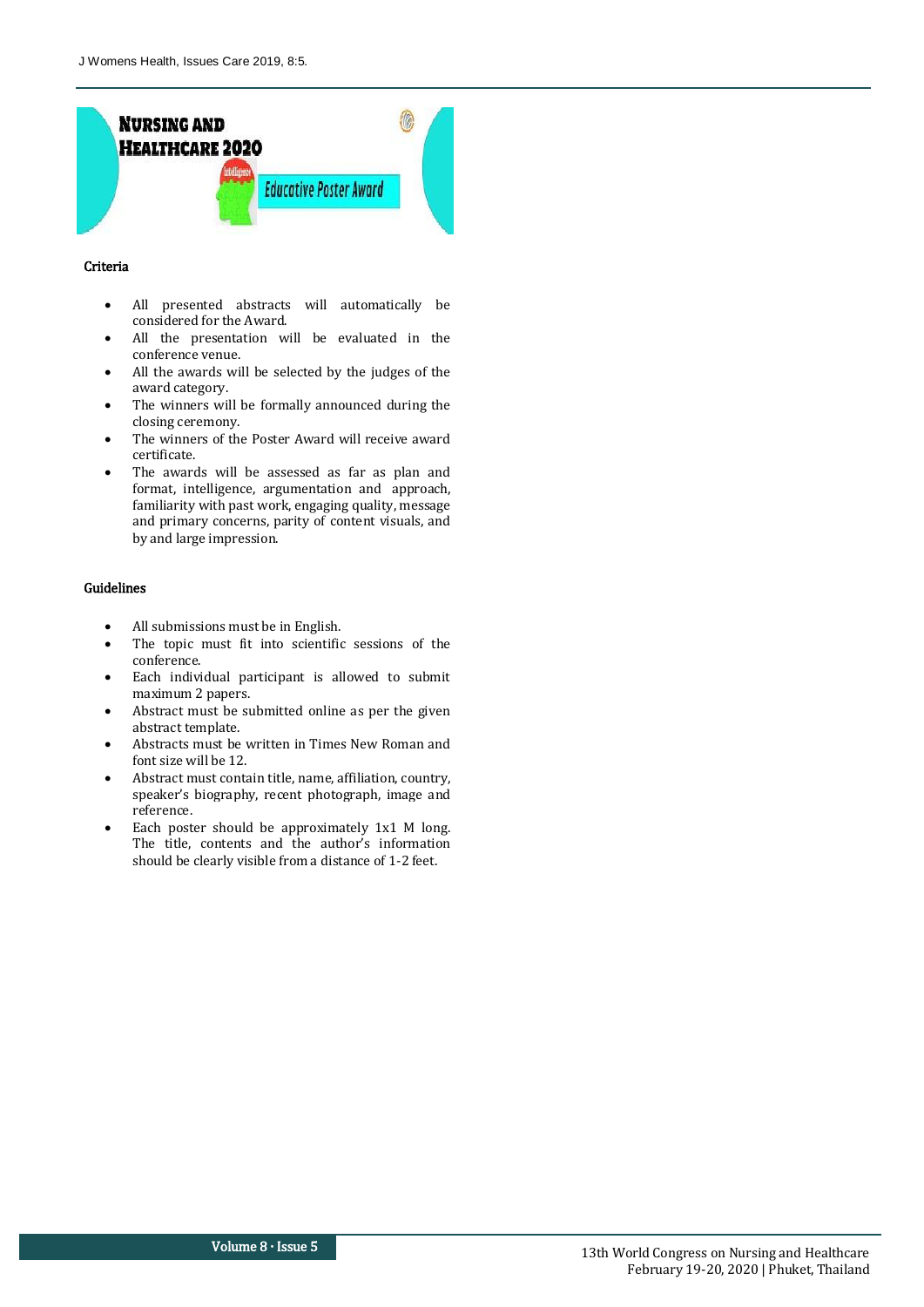## Criteria

- All presented abstracts will automatically be considered for the Award.
- All the presentation will be evaluated in the conference venue.
- All the awards will be selected by the judges of the award category.
- The winners will be formally announced during the closing ceremony.
- The winners of the Poster Award will receive award certificate.
- The awards will be assessed as far as plan and format, intelligence, argumentation and approach, familiarity with past work, engaging quality, message and primary concerns, parity of content visuals, and by and large impression.

## Guidelines

- All submissions must be in English.
- The topic must fit into scientific sessions of the conference.
- Each individual participant is allowed to submit maximum 2 papers.
- Abstract must be submitted online as per the given abstract template.
- Abstracts must be written in Times New Roman and font size will be 12.
- Abstract must contain title, name, affiliation, country, speaker's biography, recent photograph, image and reference.
- Each poster should be approximately 1x1 M long. The title, contents and the author's information should be clearly visible from a distance of 1-2 feet.